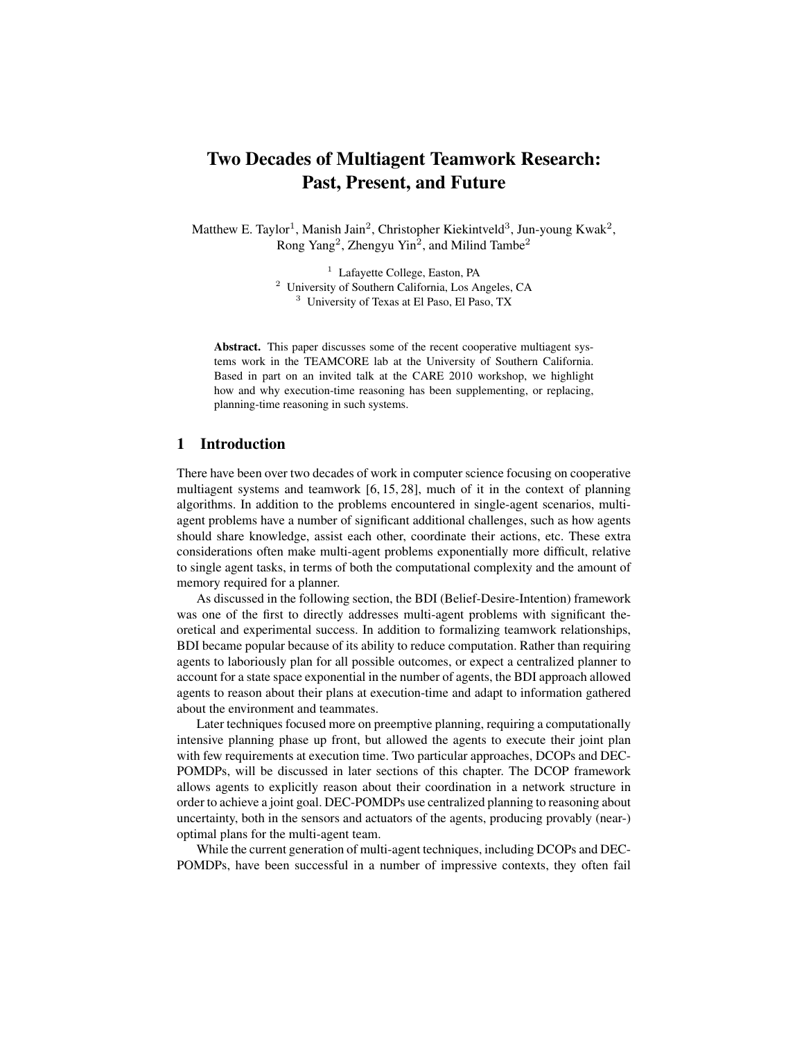# Two Decades of Multiagent Teamwork Research: Past, Present, and Future

Matthew E. Taylor[1], Manish Jain[2], Christopher Kiekintveld[3], Jun-young Kwak[2], Rong Yang[2], Zhengyu Yin[2], and Milind Tambe[2]

[1] Lafayette College, Easton, PA
[2] University of Southern California, Los Angeles, CA
[3] University of Texas at El Paso, El Paso, TX

**Abstract.** This paper discusses some of the recent cooperative multiagent systems work in the TEAMCORE lab at the University of Southern California. Based in part on an invited talk at the CARE 2010 workshop, we highlight how and why execution-time reasoning has been supplementing, or replacing, planning-time reasoning in such systems.

## 1 Introduction

There have been over two decades of work in computer science focusing on cooperative multiagent systems and teamwork [6, 15, 28], much of it in the context of planning algorithms. In addition to the problems encountered in single-agent scenarios, multi-agent problems have a number of significant additional challenges, such as how agents should share knowledge, assist each other, coordinate their actions, etc. These extra considerations often make multi-agent problems exponentially more difficult, relative to single agent tasks, in terms of both the computational complexity and the amount of memory required for a planner.

As discussed in the following section, the BDI (Belief-Desire-Intention) framework was one of the first to directly addresses multi-agent problems with significant theoretical and experimental success. In addition to formalizing teamwork relationships, BDI became popular because of its ability to reduce computation. Rather than requiring agents to laboriously plan for all possible outcomes, or expect a centralized planner to account for a state space exponential in the number of agents, the BDI approach allowed agents to reason about their plans at execution-time and adapt to information gathered about the environment and teammates.

Later techniques focused more on preemptive planning, requiring a computationally intensive planning phase up front, but allowed the agents to execute their joint plan with few requirements at execution time. Two particular approaches, DCOPs and DEC-POMDPs, will be discussed in later sections of this chapter. The DCOP framework allows agents to explicitly reason about their coordination in a network structure in order to achieve a joint goal. DEC-POMDPs use centralized planning to reasoning about uncertainty, both in the sensors and actuators of the agents, producing provably (near-) optimal plans for the multi-agent team.

While the current generation of multi-agent techniques, including DCOPs and DEC-POMDPs, have been successful in a number of impressive contexts, they often fail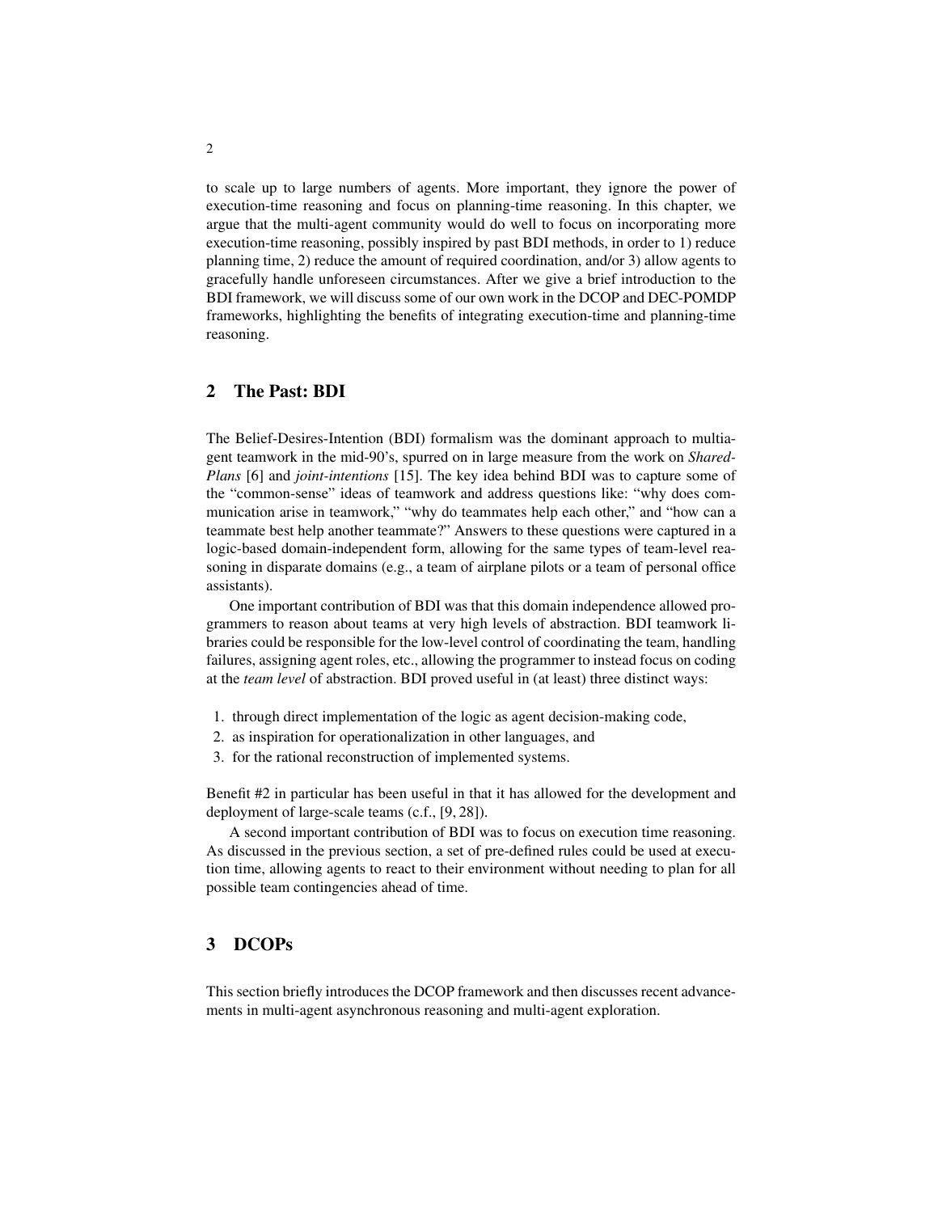to scale up to large numbers of agents. More important, they ignore the power of execution-time reasoning and focus on planning-time reasoning. In this chapter, we argue that the multi-agent community would do well to focus on incorporating more execution-time reasoning, possibly inspired by past BDI methods, in order to 1) reduce planning time, 2) reduce the amount of required coordination, and/or 3) allow agents to gracefully handle unforeseen circumstances. After we give a brief introduction to the BDI framework, we will discuss some of our own work in the DCOP and DEC-POMDP frameworks, highlighting the benefits of integrating execution-time and planning-time reasoning.

## 2 The Past: BDI

The Belief-Desires-Intention (BDI) formalism was the dominant approach to multiagent teamwork in the mid-90's, spurred on in large measure from the work on *SharedPlans* [6] and *joint-intentions* [15]. The key idea behind BDI was to capture some of the "common-sense" ideas of teamwork and address questions like: "why does communication arise in teamwork," "why do teammates help each other," and "how can a teammate best help another teammate?" Answers to these questions were captured in a logic-based domain-independent form, allowing for the same types of team-level reasoning in disparate domains (e.g., a team of airplane pilots or a team of personal office assistants).

One important contribution of BDI was that this domain independence allowed programmers to reason about teams at very high levels of abstraction. BDI teamwork libraries could be responsible for the low-level control of coordinating the team, handling failures, assigning agent roles, etc., allowing the programmer to instead focus on coding at the *team level* of abstraction. BDI proved useful in (at least) three distinct ways:

1. through direct implementation of the logic as agent decision-making code,
2. as inspiration for operationalization in other languages, and
3. for the rational reconstruction of implemented systems.

Benefit #2 in particular has been useful in that it has allowed for the development and deployment of large-scale teams (c.f., [9, 28]).

A second important contribution of BDI was to focus on execution time reasoning. As discussed in the previous section, a set of pre-defined rules could be used at execution time, allowing agents to react to their environment without needing to plan for all possible team contingencies ahead of time.

## 3 DCOPs

This section briefly introduces the DCOP framework and then discusses recent advancements in multi-agent asynchronous reasoning and multi-agent exploration.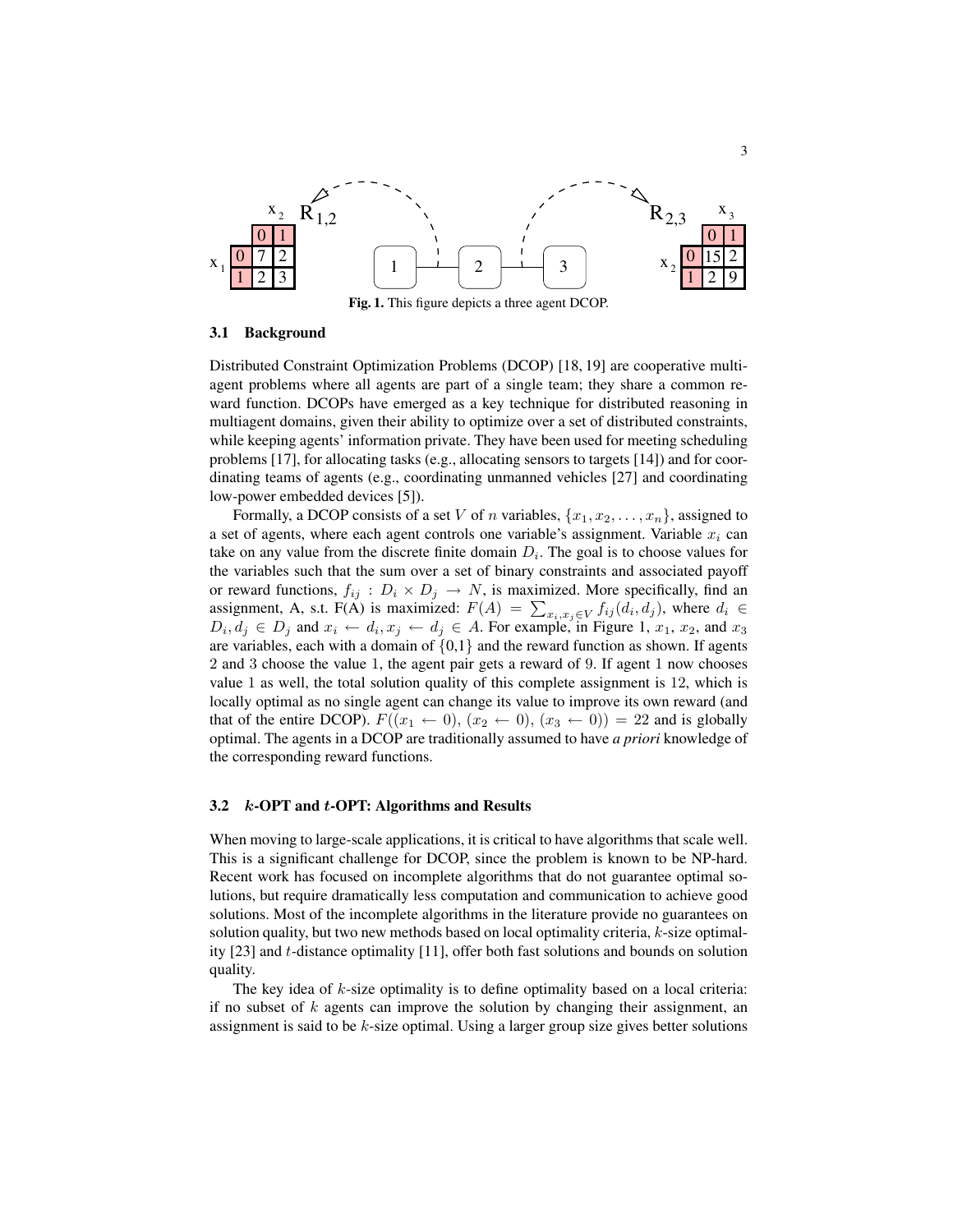| | | $x_2$ | |
|---|---|---|---|
| | | 0 | 1 |
| $x_1$ | 0 | 7 | 2 |
| | 1 | 2 | 3 |

$R_{1,2}$

| | | $x_3$ | |
|---|---|---|---|
| | | 0 | 1 |
| $x_2$ | 0 | 15 | 2 |
| | 1 | 2 | 9 |

$R_{2,3}$

**Fig. 1.** This figure depicts a three agent DCOP.

### 3.1 Background

Distributed Constraint Optimization Problems (DCOP) [18, 19] are cooperative multiagent problems where all agents are part of a single team; they share a common reward function. DCOPs have emerged as a key technique for distributed reasoning in multiagent domains, given their ability to optimize over a set of distributed constraints, while keeping agents' information private. They have been used for meeting scheduling problems [17], for allocating tasks (e.g., allocating sensors to targets [14]) and for coordinating teams of agents (e.g., coordinating unmanned vehicles [27] and coordinating low-power embedded devices [5]).

Formally, a DCOP consists of a set $V$ of $n$ variables, $\{x_1, x_2, \ldots, x_n\}$, assigned to a set of agents, where each agent controls one variable's assignment. Variable $x_i$ can take on any value from the discrete finite domain $D_i$. The goal is to choose values for the variables such that the sum over a set of binary constraints and associated payoff or reward functions, $f_{ij} : D_i \times D_j \rightarrow N$, is maximized. More specifically, find an assignment, A, s.t. F(A) is maximized: $F(A) = \sum_{x_i, x_j \in V} f_{ij}(d_i, d_j)$, where $d_i \in D_i, d_j \in D_j$ and $x_i \leftarrow d_i, x_j \leftarrow d_j \in A$. For example, in Figure 1, $x_1$, $x_2$, and $x_3$ are variables, each with a domain of $\{0,1\}$ and the reward function as shown. If agents 2 and 3 choose the value 1, the agent pair gets a reward of 9. If agent 1 now chooses value 1 as well, the total solution quality of this complete assignment is 12, which is locally optimal as no single agent can change its value to improve its own reward (and that of the entire DCOP). $F((x_1 \leftarrow 0), (x_2 \leftarrow 0), (x_3 \leftarrow 0)) = 22$ and is globally optimal. The agents in a DCOP are traditionally assumed to have *a priori* knowledge of the corresponding reward functions.

### 3.2 $k$-OPT and $t$-OPT: Algorithms and Results

When moving to large-scale applications, it is critical to have algorithms that scale well. This is a significant challenge for DCOP, since the problem is known to be NP-hard. Recent work has focused on incomplete algorithms that do not guarantee optimal solutions, but require dramatically less computation and communication to achieve good solutions. Most of the incomplete algorithms in the literature provide no guarantees on solution quality, but two new methods based on local optimality criteria, $k$-size optimality [23] and $t$-distance optimality [11], offer both fast solutions and bounds on solution quality.

The key idea of $k$-size optimality is to define optimality based on a local criteria: if no subset of $k$ agents can improve the solution by changing their assignment, an assignment is said to be $k$-size optimal. Using a larger group size gives better solutions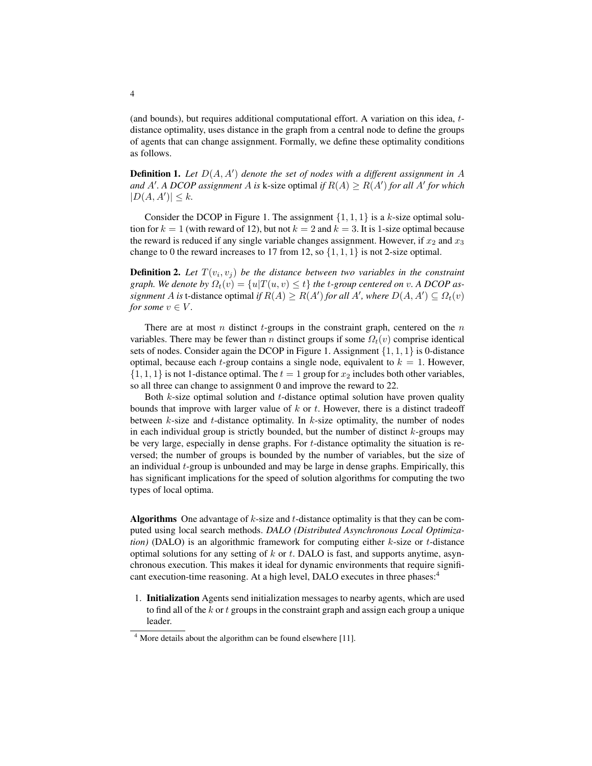(and bounds), but requires additional computational effort. A variation on this idea, $t$-distance optimality, uses distance in the graph from a central node to define the groups of agents that can change assignment. Formally, we define these optimality conditions as follows.

**Definition 1.** *Let $D(A, A')$ denote the set of nodes with a different assignment in $A$ and $A'$. A DCOP assignment $A$ is* k-size optimal *if $R(A) \geq R(A')$ for all $A'$ for which $|D(A, A')| \leq k$.*

Consider the DCOP in Figure 1. The assignment $\{1, 1, 1\}$ is a $k$-size optimal solution for $k = 1$ (with reward of 12), but not $k = 2$ and $k = 3$. It is 1-size optimal because the reward is reduced if any single variable changes assignment. However, if $x_2$ and $x_3$ change to 0 the reward increases to 17 from 12, so $\{1, 1, 1\}$ is not 2-size optimal.

**Definition 2.** *Let $T(v_i, v_j)$ be the distance between two variables in the constraint graph. We denote by $\Omega_t(v) = \{u | T(u, v) \leq t\}$ the $t$-group centered on $v$. A DCOP assignment $A$ is* t-distance optimal *if $R(A) \geq R(A')$ for all $A'$, where $D(A, A') \subseteq \Omega_t(v)$ for some $v \in V$.*

There are at most $n$ distinct $t$-groups in the constraint graph, centered on the $n$ variables. There may be fewer than $n$ distinct groups if some $\Omega_t(v)$ comprise identical sets of nodes. Consider again the DCOP in Figure 1. Assignment $\{1, 1, 1\}$ is 0-distance optimal, because each $t$-group contains a single node, equivalent to $k = 1$. However, $\{1, 1, 1\}$ is not 1-distance optimal. The $t = 1$ group for $x_2$ includes both other variables, so all three can change to assignment 0 and improve the reward to 22.

Both $k$-size optimal solution and $t$-distance optimal solution have proven quality bounds that improve with larger value of $k$ or $t$. However, there is a distinct tradeoff between $k$-size and $t$-distance optimality. In $k$-size optimality, the number of nodes in each individual group is strictly bounded, but the number of distinct $k$-groups may be very large, especially in dense graphs. For $t$-distance optimality the situation is reversed; the number of groups is bounded by the number of variables, but the size of an individual $t$-group is unbounded and may be large in dense graphs. Empirically, this has significant implications for the speed of solution algorithms for computing the two types of local optima.

**Algorithms** One advantage of $k$-size and $t$-distance optimality is that they can be computed using local search methods. *DALO (Distributed Asynchronous Local Optimization)* (DALO) is an algorithmic framework for computing either $k$-size or $t$-distance optimal solutions for any setting of $k$ or $t$. DALO is fast, and supports anytime, asynchronous execution. This makes it ideal for dynamic environments that require significant execution-time reasoning. At a high level, DALO executes in three phases:[4]

1. **Initialization** Agents send initialization messages to nearby agents, which are used to find all of the $k$ or $t$ groups in the constraint graph and assign each group a unique leader.

[4] More details about the algorithm can be found elsewhere [11].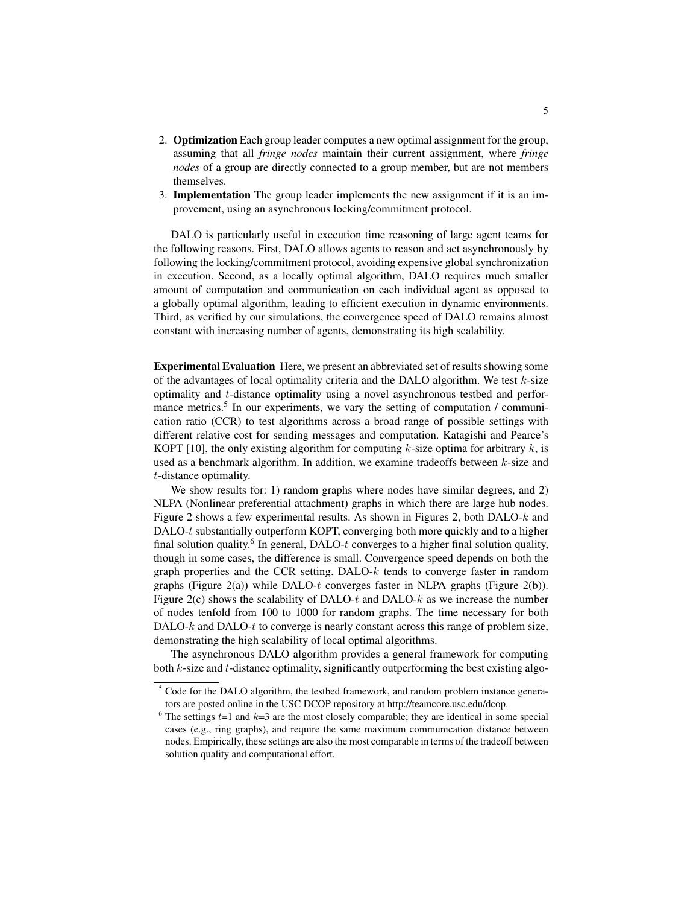2. **Optimization** Each group leader computes a new optimal assignment for the group, assuming that all *fringe nodes* maintain their current assignment, where *fringe nodes* of a group are directly connected to a group member, but are not members themselves.
3. **Implementation** The group leader implements the new assignment if it is an improvement, using an asynchronous locking/commitment protocol.

DALO is particularly useful in execution time reasoning of large agent teams for the following reasons. First, DALO allows agents to reason and act asynchronously by following the locking/commitment protocol, avoiding expensive global synchronization in execution. Second, as a locally optimal algorithm, DALO requires much smaller amount of computation and communication on each individual agent as opposed to a globally optimal algorithm, leading to efficient execution in dynamic environments. Third, as verified by our simulations, the convergence speed of DALO remains almost constant with increasing number of agents, demonstrating its high scalability.

**Experimental Evaluation** Here, we present an abbreviated set of results showing some of the advantages of local optimality criteria and the DALO algorithm. We test $k$-size optimality and $t$-distance optimality using a novel asynchronous testbed and performance metrics.[5] In our experiments, we vary the setting of computation / communication ratio (CCR) to test algorithms across a broad range of possible settings with different relative cost for sending messages and computation. Katagishi and Pearce's KOPT [10], the only existing algorithm for computing $k$-size optima for arbitrary $k$, is used as a benchmark algorithm. In addition, we examine tradeoffs between $k$-size and $t$-distance optimality.

We show results for: 1) random graphs where nodes have similar degrees, and 2) NLPA (Nonlinear preferential attachment) graphs in which there are large hub nodes. Figure 2 shows a few experimental results. As shown in Figures 2, both DALO-$k$ and DALO-$t$ substantially outperform KOPT, converging both more quickly and to a higher final solution quality.[6] In general, DALO-$t$ converges to a higher final solution quality, though in some cases, the difference is small. Convergence speed depends on both the graph properties and the CCR setting. DALO-$k$ tends to converge faster in random graphs (Figure 2(a)) while DALO-$t$ converges faster in NLPA graphs (Figure 2(b)). Figure 2(c) shows the scalability of DALO-$t$ and DALO-$k$ as we increase the number of nodes tenfold from 100 to 1000 for random graphs. The time necessary for both DALO-$k$ and DALO-$t$ to converge is nearly constant across this range of problem size, demonstrating the high scalability of local optimal algorithms.

The asynchronous DALO algorithm provides a general framework for computing both $k$-size and $t$-distance optimality, significantly outperforming the best existing algo-

[5] Code for the DALO algorithm, the testbed framework, and random problem instance generators are posted online in the USC DCOP repository at http://teamcore.usc.edu/dcop.

[6] The settings $t$=1 and $k$=3 are the most closely comparable; they are identical in some special cases (e.g., ring graphs), and require the same maximum communication distance between nodes. Empirically, these settings are also the most comparable in terms of the tradeoff between solution quality and computational effort.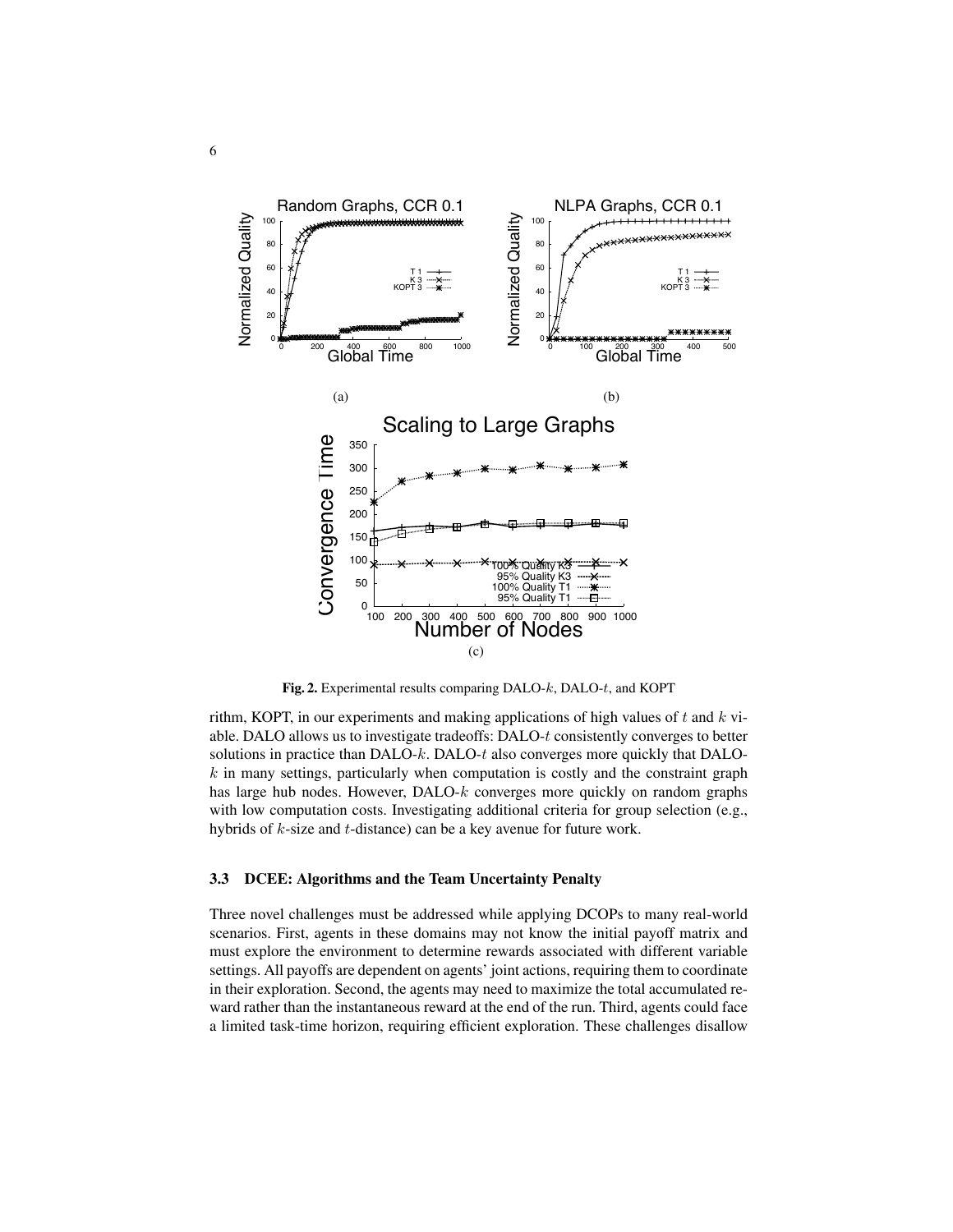**Fig. 2.** Experimental results comparing DALO-$k$, DALO-$t$, and KOPT

rithm, KOPT, in our experiments and making applications of high values of $t$ and $k$ viable. DALO allows us to investigate tradeoffs: DALO-$t$ consistently converges to better solutions in practice than DALO-$k$. DALO-$t$ also converges more quickly that DALO-$k$ in many settings, particularly when computation is costly and the constraint graph has large hub nodes. However, DALO-$k$ converges more quickly on random graphs with low computation costs. Investigating additional criteria for group selection (e.g., hybrids of $k$-size and $t$-distance) can be a key avenue for future work.

### 3.3 DCEE: Algorithms and the Team Uncertainty Penalty

Three novel challenges must be addressed while applying DCOPs to many real-world scenarios. First, agents in these domains may not know the initial payoff matrix and must explore the environment to determine rewards associated with different variable settings. All payoffs are dependent on agents' joint actions, requiring them to coordinate in their exploration. Second, the agents may need to maximize the total accumulated reward rather than the instantaneous reward at the end of the run. Third, agents could face a limited task-time horizon, requiring efficient exploration. These challenges disallow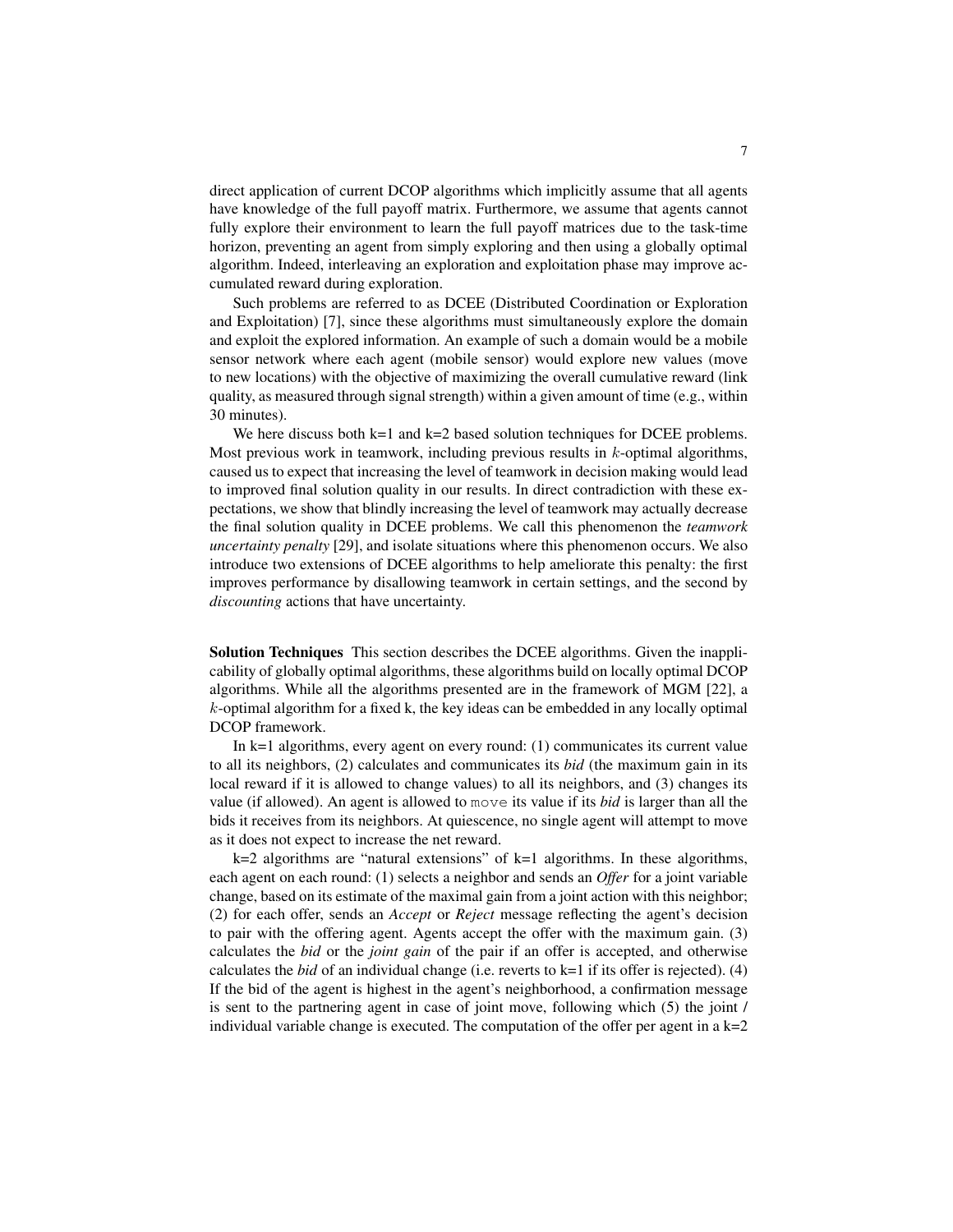direct application of current DCOP algorithms which implicitly assume that all agents have knowledge of the full payoff matrix. Furthermore, we assume that agents cannot fully explore their environment to learn the full payoff matrices due to the task-time horizon, preventing an agent from simply exploring and then using a globally optimal algorithm. Indeed, interleaving an exploration and exploitation phase may improve accumulated reward during exploration.

Such problems are referred to as DCEE (Distributed Coordination or Exploration and Exploitation) [7], since these algorithms must simultaneously explore the domain and exploit the explored information. An example of such a domain would be a mobile sensor network where each agent (mobile sensor) would explore new values (move to new locations) with the objective of maximizing the overall cumulative reward (link quality, as measured through signal strength) within a given amount of time (e.g., within 30 minutes).

We here discuss both k=1 and k=2 based solution techniques for DCEE problems. Most previous work in teamwork, including previous results in $k$-optimal algorithms, caused us to expect that increasing the level of teamwork in decision making would lead to improved final solution quality in our results. In direct contradiction with these expectations, we show that blindly increasing the level of teamwork may actually decrease the final solution quality in DCEE problems. We call this phenomenon the *teamwork uncertainty penalty* [29], and isolate situations where this phenomenon occurs. We also introduce two extensions of DCEE algorithms to help ameliorate this penalty: the first improves performance by disallowing teamwork in certain settings, and the second by *discounting* actions that have uncertainty.

**Solution Techniques** This section describes the DCEE algorithms. Given the inapplicability of globally optimal algorithms, these algorithms build on locally optimal DCOP algorithms. While all the algorithms presented are in the framework of MGM [22], a $k$-optimal algorithm for a fixed k, the key ideas can be embedded in any locally optimal DCOP framework.

In k=1 algorithms, every agent on every round: (1) communicates its current value to all its neighbors, (2) calculates and communicates its *bid* (the maximum gain in its local reward if it is allowed to change values) to all its neighbors, and (3) changes its value (if allowed). An agent is allowed to `move` its value if its *bid* is larger than all the bids it receives from its neighbors. At quiescence, no single agent will attempt to move as it does not expect to increase the net reward.

k=2 algorithms are "natural extensions" of k=1 algorithms. In these algorithms, each agent on each round: (1) selects a neighbor and sends an *Offer* for a joint variable change, based on its estimate of the maximal gain from a joint action with this neighbor; (2) for each offer, sends an *Accept* or *Reject* message reflecting the agent's decision to pair with the offering agent. Agents accept the offer with the maximum gain. (3) calculates the *bid* or the *joint gain* of the pair if an offer is accepted, and otherwise calculates the *bid* of an individual change (i.e. reverts to k=1 if its offer is rejected). (4) If the bid of the agent is highest in the agent's neighborhood, a confirmation message is sent to the partnering agent in case of joint move, following which (5) the joint / individual variable change is executed. The computation of the offer per agent in a k=2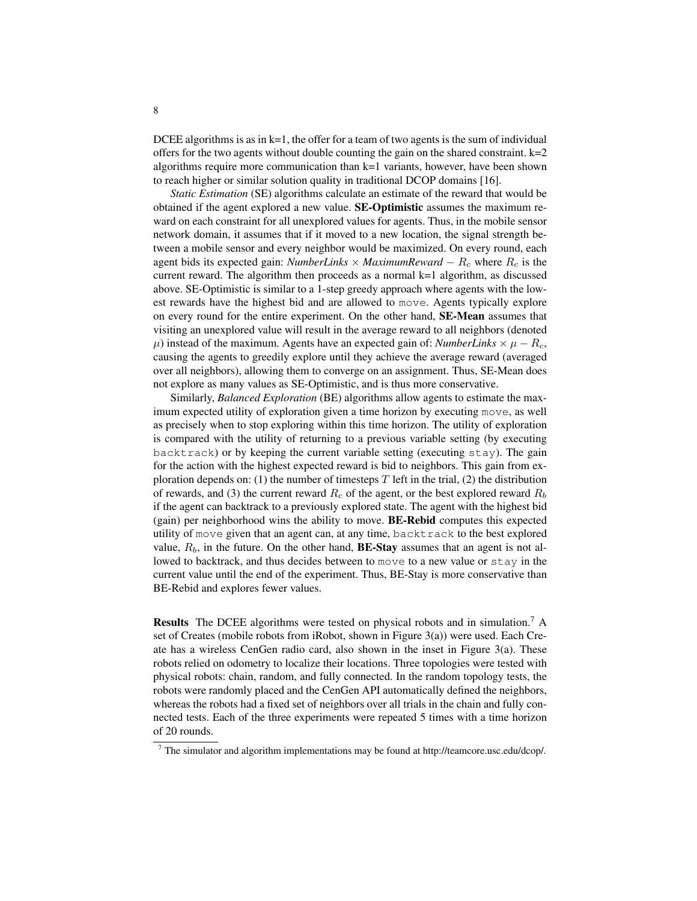DCEE algorithms is as in k=1, the offer for a team of two agents is the sum of individual offers for the two agents without double counting the gain on the shared constraint. k=2 algorithms require more communication than k=1 variants, however, have been shown to reach higher or similar solution quality in traditional DCOP domains [16].

*Static Estimation* (SE) algorithms calculate an estimate of the reward that would be obtained if the agent explored a new value. **SE-Optimistic** assumes the maximum reward on each constraint for all unexplored values for agents. Thus, in the mobile sensor network domain, it assumes that if it moved to a new location, the signal strength between a mobile sensor and every neighbor would be maximized. On every round, each agent bids its expected gain: *NumberLinks* $\times$ *MaximumReward* $- R_c$ where $R_c$ is the current reward. The algorithm then proceeds as a normal k=1 algorithm, as discussed above. SE-Optimistic is similar to a 1-step greedy approach where agents with the lowest rewards have the highest bid and are allowed to `move`. Agents typically explore on every round for the entire experiment. On the other hand, **SE-Mean** assumes that visiting an unexplored value will result in the average reward to all neighbors (denoted $\mu$) instead of the maximum. Agents have an expected gain of: *NumberLinks* $\times \mu - R_c$, causing the agents to greedily explore until they achieve the average reward (averaged over all neighbors), allowing them to converge on an assignment. Thus, SE-Mean does not explore as many values as SE-Optimistic, and is thus more conservative.

Similarly, *Balanced Exploration* (BE) algorithms allow agents to estimate the maximum expected utility of exploration given a time horizon by executing `move`, as well as precisely when to stop exploring within this time horizon. The utility of exploration is compared with the utility of returning to a previous variable setting (by executing `backtrack`) or by keeping the current variable setting (executing `stay`). The gain for the action with the highest expected reward is bid to neighbors. This gain from exploration depends on: (1) the number of timesteps $T$ left in the trial, (2) the distribution of rewards, and (3) the current reward $R_c$ of the agent, or the best explored reward $R_b$ if the agent can backtrack to a previously explored state. The agent with the highest bid (gain) per neighborhood wins the ability to move. **BE-Rebid** computes this expected utility of `move` given that an agent can, at any time, `backtrack` to the best explored value, $R_b$, in the future. On the other hand, **BE-Stay** assumes that an agent is not allowed to backtrack, and thus decides between to `move` to a new value or `stay` in the current value until the end of the experiment. Thus, BE-Stay is more conservative than BE-Rebid and explores fewer values.

**Results** The DCEE algorithms were tested on physical robots and in simulation.[7] A set of Creates (mobile robots from iRobot, shown in Figure 3(a)) were used. Each Create has a wireless CenGen radio card, also shown in the inset in Figure 3(a). These robots relied on odometry to localize their locations. Three topologies were tested with physical robots: chain, random, and fully connected. In the random topology tests, the robots were randomly placed and the CenGen API automatically defined the neighbors, whereas the robots had a fixed set of neighbors over all trials in the chain and fully connected tests. Each of the three experiments were repeated 5 times with a time horizon of 20 rounds.

[7] The simulator and algorithm implementations may be found at http://teamcore.usc.edu/dcop/.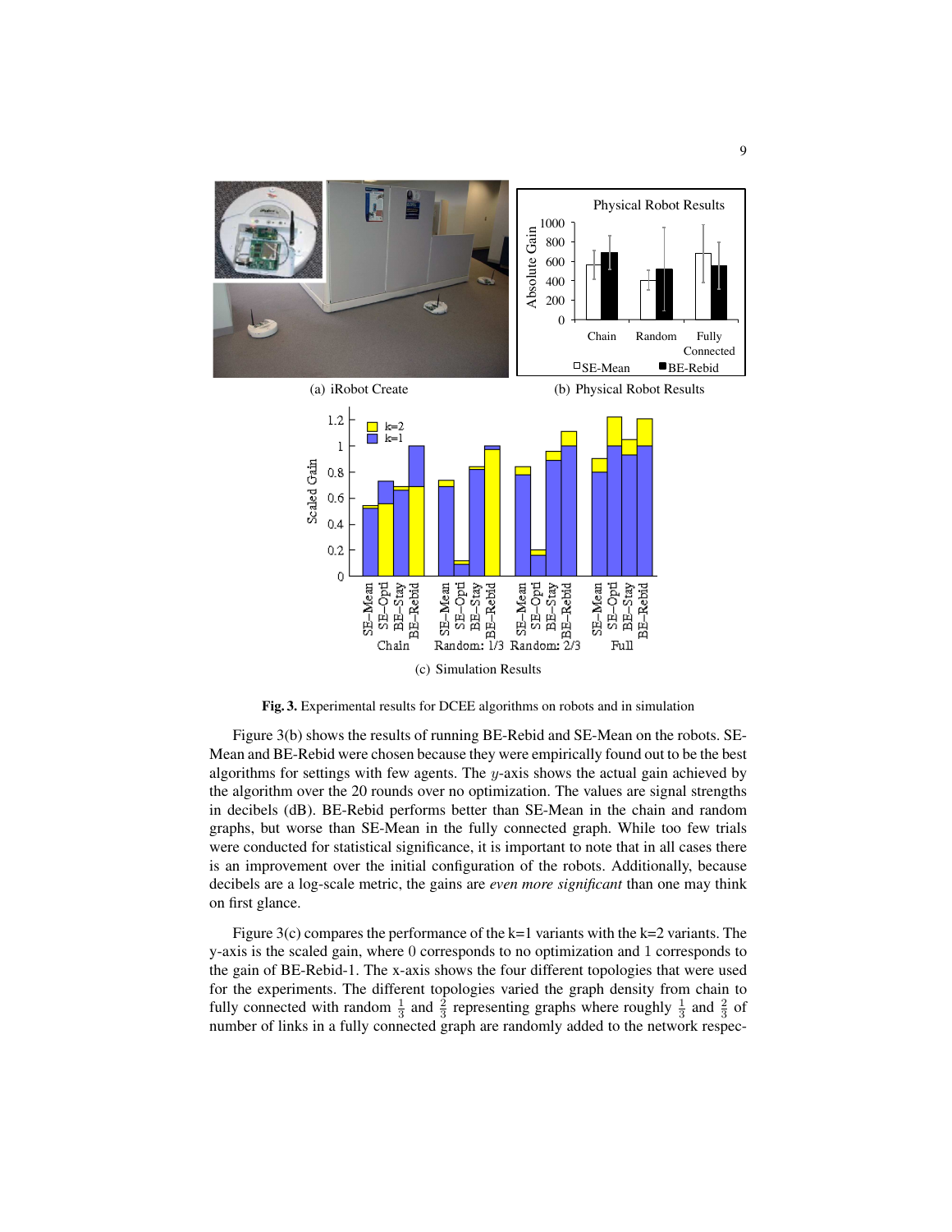(a) iRobot Create

(b) Physical Robot Results

(c) Simulation Results

**Fig. 3.** Experimental results for DCEE algorithms on robots and in simulation

Figure 3(b) shows the results of running BE-Rebid and SE-Mean on the robots. SE-Mean and BE-Rebid were chosen because they were empirically found out to be the best algorithms for settings with few agents. The $y$-axis shows the actual gain achieved by the algorithm over the 20 rounds over no optimization. The values are signal strengths in decibels (dB). BE-Rebid performs better than SE-Mean in the chain and random graphs, but worse than SE-Mean in the fully connected graph. While too few trials were conducted for statistical significance, it is important to note that in all cases there is an improvement over the initial configuration of the robots. Additionally, because decibels are a log-scale metric, the gains are *even more significant* than one may think on first glance.

Figure 3(c) compares the performance of the k=1 variants with the k=2 variants. The y-axis is the scaled gain, where 0 corresponds to no optimization and 1 corresponds to the gain of BE-Rebid-1. The x-axis shows the four different topologies that were used for the experiments. The different topologies varied the graph density from chain to fully connected with random $\frac{1}{3}$ and $\frac{2}{3}$ representing graphs where roughly $\frac{1}{3}$ and $\frac{2}{3}$ of number of links in a fully connected graph are randomly added to the network respec-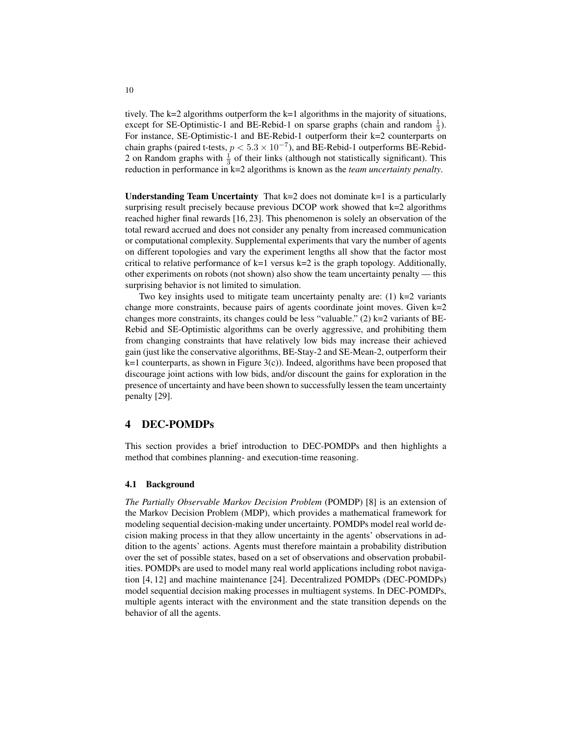tively. The k=2 algorithms outperform the k=1 algorithms in the majority of situations, except for SE-Optimistic-1 and BE-Rebid-1 on sparse graphs (chain and random $\frac{1}{3}$). For instance, SE-Optimistic-1 and BE-Rebid-1 outperform their k=2 counterparts on chain graphs (paired t-tests, $p < 5.3 \times 10^{-7}$), and BE-Rebid-1 outperforms BE-Rebid-2 on Random graphs with $\frac{1}{3}$ of their links (although not statistically significant). This reduction in performance in k=2 algorithms is known as the *team uncertainty penalty*.

**Understanding Team Uncertainty** That k=2 does not dominate k=1 is a particularly surprising result precisely because previous DCOP work showed that k=2 algorithms reached higher final rewards [16, 23]. This phenomenon is solely an observation of the total reward accrued and does not consider any penalty from increased communication or computational complexity. Supplemental experiments that vary the number of agents on different topologies and vary the experiment lengths all show that the factor most critical to relative performance of k=1 versus k=2 is the graph topology. Additionally, other experiments on robots (not shown) also show the team uncertainty penalty — this surprising behavior is not limited to simulation.

Two key insights used to mitigate team uncertainty penalty are: (1) k=2 variants change more constraints, because pairs of agents coordinate joint moves. Given k=2 changes more constraints, its changes could be less "valuable." (2) k=2 variants of BE-Rebid and SE-Optimistic algorithms can be overly aggressive, and prohibiting them from changing constraints that have relatively low bids may increase their achieved gain (just like the conservative algorithms, BE-Stay-2 and SE-Mean-2, outperform their k=1 counterparts, as shown in Figure 3(c)). Indeed, algorithms have been proposed that discourage joint actions with low bids, and/or discount the gains for exploration in the presence of uncertainty and have been shown to successfully lessen the team uncertainty penalty [29].

## 4 DEC-POMDPs

This section provides a brief introduction to DEC-POMDPs and then highlights a method that combines planning- and execution-time reasoning.

### 4.1 Background

*The Partially Observable Markov Decision Problem* (POMDP) [8] is an extension of the Markov Decision Problem (MDP), which provides a mathematical framework for modeling sequential decision-making under uncertainty. POMDPs model real world decision making process in that they allow uncertainty in the agents' observations in addition to the agents' actions. Agents must therefore maintain a probability distribution over the set of possible states, based on a set of observations and observation probabilities. POMDPs are used to model many real world applications including robot navigation [4, 12] and machine maintenance [24]. Decentralized POMDPs (DEC-POMDPs) model sequential decision making processes in multiagent systems. In DEC-POMDPs, multiple agents interact with the environment and the state transition depends on the behavior of all the agents.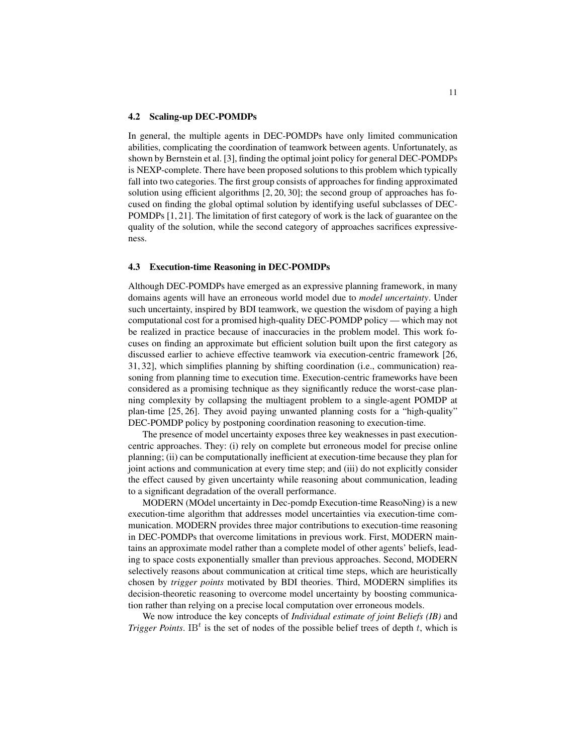### 4.2 Scaling-up DEC-POMDPs

In general, the multiple agents in DEC-POMDPs have only limited communication abilities, complicating the coordination of teamwork between agents. Unfortunately, as shown by Bernstein et al. [3], finding the optimal joint policy for general DEC-POMDPs is NEXP-complete. There have been proposed solutions to this problem which typically fall into two categories. The first group consists of approaches for finding approximated solution using efficient algorithms [2, 20, 30]; the second group of approaches has focused on finding the global optimal solution by identifying useful subclasses of DEC-POMDPs [1, 21]. The limitation of first category of work is the lack of guarantee on the quality of the solution, while the second category of approaches sacrifices expressiveness.

### 4.3 Execution-time Reasoning in DEC-POMDPs

Although DEC-POMDPs have emerged as an expressive planning framework, in many domains agents will have an erroneous world model due to *model uncertainty*. Under such uncertainty, inspired by BDI teamwork, we question the wisdom of paying a high computational cost for a promised high-quality DEC-POMDP policy — which may not be realized in practice because of inaccuracies in the problem model. This work focuses on finding an approximate but efficient solution built upon the first category as discussed earlier to achieve effective teamwork via execution-centric framework [26, 31, 32], which simplifies planning by shifting coordination (i.e., communication) reasoning from planning time to execution time. Execution-centric frameworks have been considered as a promising technique as they significantly reduce the worst-case planning complexity by collapsing the multiagent problem to a single-agent POMDP at plan-time [25, 26]. They avoid paying unwanted planning costs for a "high-quality" DEC-POMDP policy by postponing coordination reasoning to execution-time.

The presence of model uncertainty exposes three key weaknesses in past execution-centric approaches. They: (i) rely on complete but erroneous model for precise online planning; (ii) can be computationally inefficient at execution-time because they plan for joint actions and communication at every time step; and (iii) do not explicitly consider the effect caused by given uncertainty while reasoning about communication, leading to a significant degradation of the overall performance.

MODERN (MOdel uncertainty in Dec-pomdp Execution-time ReasoNing) is a new execution-time algorithm that addresses model uncertainties via execution-time communication. MODERN provides three major contributions to execution-time reasoning in DEC-POMDPs that overcome limitations in previous work. First, MODERN maintains an approximate model rather than a complete model of other agents' beliefs, leading to space costs exponentially smaller than previous approaches. Second, MODERN selectively reasons about communication at critical time steps, which are heuristically chosen by *trigger points* motivated by BDI theories. Third, MODERN simplifies its decision-theoretic reasoning to overcome model uncertainty by boosting communication rather than relying on a precise local computation over erroneous models.

We now introduce the key concepts of *Individual estimate of joint Beliefs (IB)* and *Trigger Points*. $\mathrm{IB}^t$ is the set of nodes of the possible belief trees of depth $t$, which is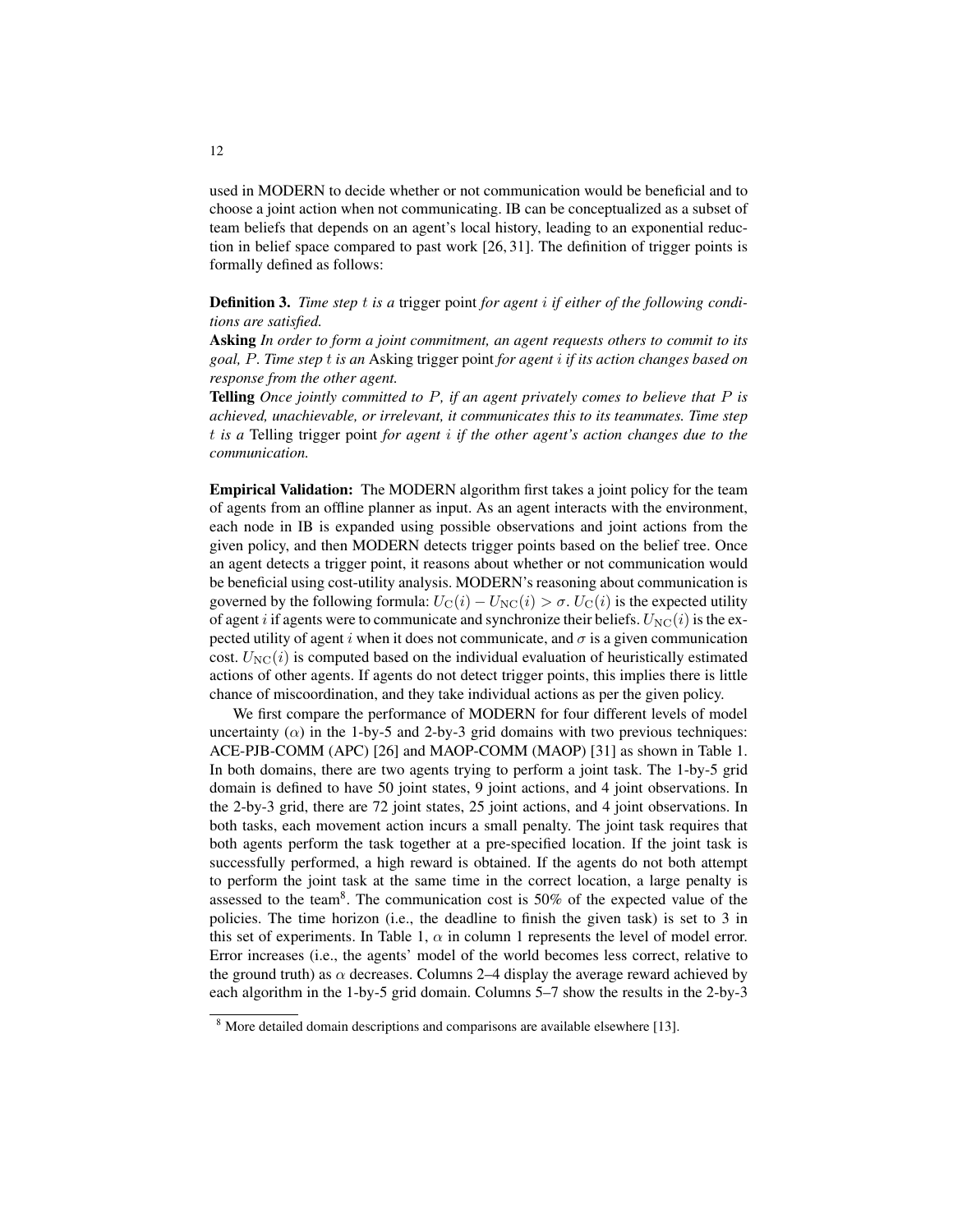used in MODERN to decide whether or not communication would be beneficial and to choose a joint action when not communicating. IB can be conceptualized as a subset of team beliefs that depends on an agent's local history, leading to an exponential reduction in belief space compared to past work [26, 31]. The definition of trigger points is formally defined as follows:

**Definition 3.** *Time step $t$ is a* trigger point *for agent $i$ if either of the following conditions are satisfied.*
**Asking** *In order to form a joint commitment, an agent requests others to commit to its goal, $P$. Time step $t$ is an* Asking trigger point *for agent $i$ if its action changes based on response from the other agent.*
**Telling** *Once jointly committed to $P$, if an agent privately comes to believe that $P$ is achieved, unachievable, or irrelevant, it communicates this to its teammates. Time step $t$ is a* Telling trigger point *for agent $i$ if the other agent's action changes due to the communication.*

**Empirical Validation:** The MODERN algorithm first takes a joint policy for the team of agents from an offline planner as input. As an agent interacts with the environment, each node in IB is expanded using possible observations and joint actions from the given policy, and then MODERN detects trigger points based on the belief tree. Once an agent detects a trigger point, it reasons about whether or not communication would be beneficial using cost-utility analysis. MODERN's reasoning about communication is governed by the following formula: $U_{\mathrm{C}}(i) - U_{\mathrm{NC}}(i) > \sigma$. $U_{\mathrm{C}}(i)$ is the expected utility of agent $i$ if agents were to communicate and synchronize their beliefs. $U_{\mathrm{NC}}(i)$ is the expected utility of agent $i$ when it does not communicate, and $\sigma$ is a given communication cost. $U_{\mathrm{NC}}(i)$ is computed based on the individual evaluation of heuristically estimated actions of other agents. If agents do not detect trigger points, this implies there is little chance of miscoordination, and they take individual actions as per the given policy.

We first compare the performance of MODERN for four different levels of model uncertainty ($\alpha$) in the 1-by-5 and 2-by-3 grid domains with two previous techniques: ACE-PJB-COMM (APC) [26] and MAOP-COMM (MAOP) [31] as shown in Table 1. In both domains, there are two agents trying to perform a joint task. The 1-by-5 grid domain is defined to have 50 joint states, 9 joint actions, and 4 joint observations. In the 2-by-3 grid, there are 72 joint states, 25 joint actions, and 4 joint observations. In both tasks, each movement action incurs a small penalty. The joint task requires that both agents perform the task together at a pre-specified location. If the joint task is successfully performed, a high reward is obtained. If the agents do not both attempt to perform the joint task at the same time in the correct location, a large penalty is assessed to the team[8]. The communication cost is 50% of the expected value of the policies. The time horizon (i.e., the deadline to finish the given task) is set to 3 in this set of experiments. In Table 1, $\alpha$ in column 1 represents the level of model error. Error increases (i.e., the agents' model of the world becomes less correct, relative to the ground truth) as $\alpha$ decreases. Columns 2–4 display the average reward achieved by each algorithm in the 1-by-5 grid domain. Columns 5–7 show the results in the 2-by-3

[8] More detailed domain descriptions and comparisons are available elsewhere [13].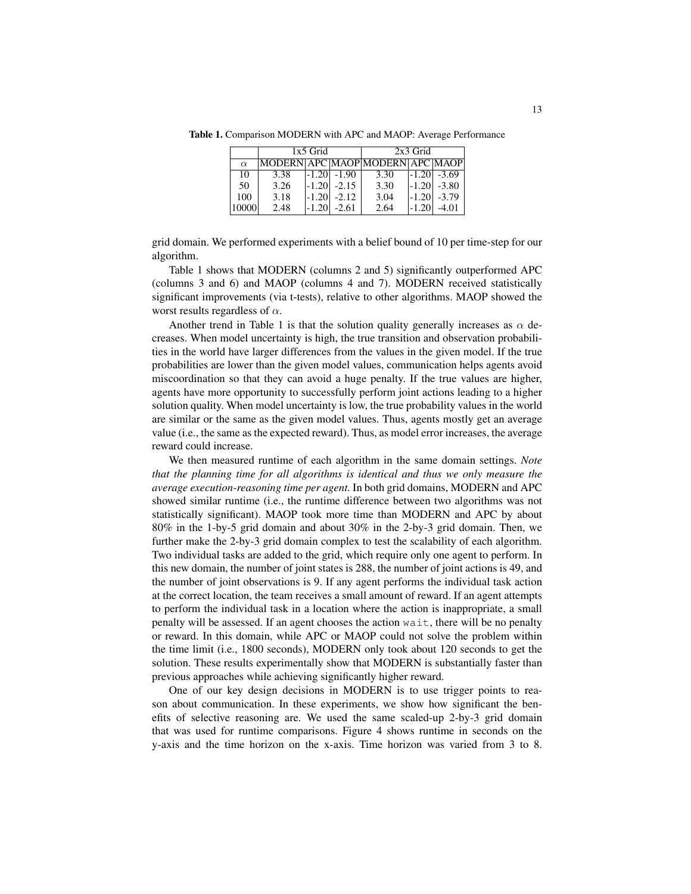**Table 1.** Comparison MODERN with APC and MAOP: Average Performance

| | 1x5 Grid | | | 2x3 Grid | | |
|---|---|---|---|---|---|---|
| $\alpha$ | MODERN | APC | MAOP | MODERN | APC | MAOP |
| 10 | 3.38 | -1.20 | -1.90 | 3.30 | -1.20 | -3.69 |
| 50 | 3.26 | -1.20 | -2.15 | 3.30 | -1.20 | -3.80 |
| 100 | 3.18 | -1.20 | -2.12 | 3.04 | -1.20 | -3.79 |
| 10000 | 2.48 | -1.20 | -2.61 | 2.64 | -1.20 | -4.01 |

grid domain. We performed experiments with a belief bound of 10 per time-step for our algorithm.

Table 1 shows that MODERN (columns 2 and 5) significantly outperformed APC (columns 3 and 6) and MAOP (columns 4 and 7). MODERN received statistically significant improvements (via t-tests), relative to other algorithms. MAOP showed the worst results regardless of $\alpha$.

Another trend in Table 1 is that the solution quality generally increases as $\alpha$ decreases. When model uncertainty is high, the true transition and observation probabilities in the world have larger differences from the values in the given model. If the true probabilities are lower than the given model values, communication helps agents avoid miscoordination so that they can avoid a huge penalty. If the true values are higher, agents have more opportunity to successfully perform joint actions leading to a higher solution quality. When model uncertainty is low, the true probability values in the world are similar or the same as the given model values. Thus, agents mostly get an average value (i.e., the same as the expected reward). Thus, as model error increases, the average reward could increase.

We then measured runtime of each algorithm in the same domain settings. *Note that the planning time for all algorithms is identical and thus we only measure the average execution-reasoning time per agent.* In both grid domains, MODERN and APC showed similar runtime (i.e., the runtime difference between two algorithms was not statistically significant). MAOP took more time than MODERN and APC by about 80% in the 1-by-5 grid domain and about 30% in the 2-by-3 grid domain. Then, we further make the 2-by-3 grid domain complex to test the scalability of each algorithm. Two individual tasks are added to the grid, which require only one agent to perform. In this new domain, the number of joint states is 288, the number of joint actions is 49, and the number of joint observations is 9. If any agent performs the individual task action at the correct location, the team receives a small amount of reward. If an agent attempts to perform the individual task in a location where the action is inappropriate, a small penalty will be assessed. If an agent chooses the action `wait`, there will be no penalty or reward. In this domain, while APC or MAOP could not solve the problem within the time limit (i.e., 1800 seconds), MODERN only took about 120 seconds to get the solution. These results experimentally show that MODERN is substantially faster than previous approaches while achieving significantly higher reward.

One of our key design decisions in MODERN is to use trigger points to reason about communication. In these experiments, we show how significant the benefits of selective reasoning are. We used the same scaled-up 2-by-3 grid domain that was used for runtime comparisons. Figure 4 shows runtime in seconds on the y-axis and the time horizon on the x-axis. Time horizon was varied from 3 to 8.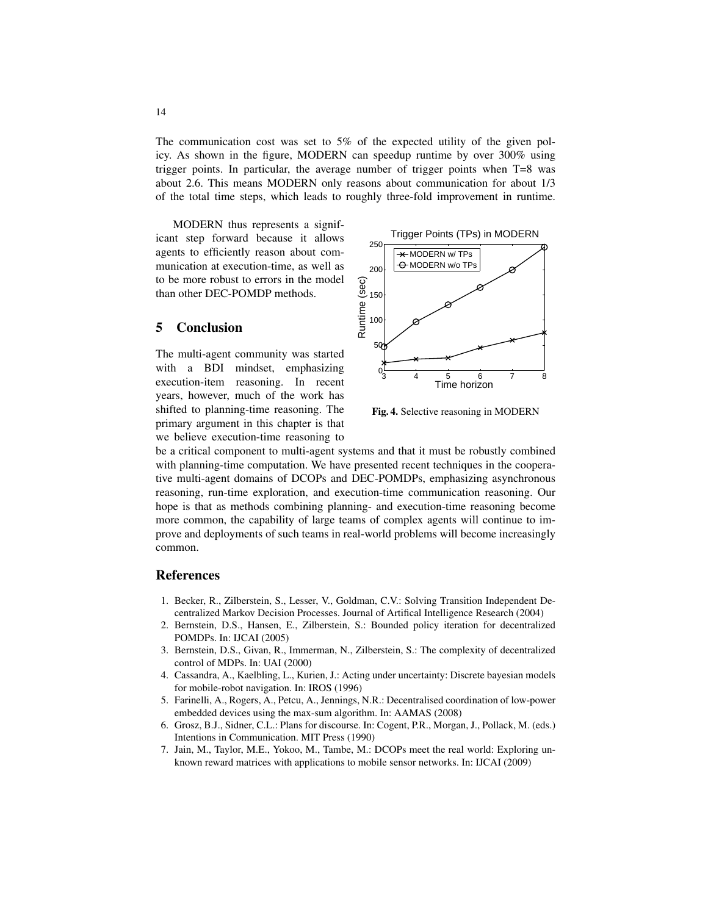The communication cost was set to 5% of the expected utility of the given policy. As shown in the figure, MODERN can speedup runtime by over 300% using trigger points. In particular, the average number of trigger points when T=8 was about 2.6. This means MODERN only reasons about communication for about 1/3 of the total time steps, which leads to roughly three-fold improvement in runtime.

MODERN thus represents a significant step forward because it allows agents to efficiently reason about communication at execution-time, as well as to be more robust to errors in the model than other DEC-POMDP methods.

**Fig. 4.** Selective reasoning in MODERN

## 5 Conclusion

The multi-agent community was started with a BDI mindset, emphasizing execution-item reasoning. In recent years, however, much of the work has shifted to planning-time reasoning. The primary argument in this chapter is that we believe execution-time reasoning to be a critical component to multi-agent systems and that it must be robustly combined with planning-time computation. We have presented recent techniques in the cooperative multi-agent domains of DCOPs and DEC-POMDPs, emphasizing asynchronous reasoning, run-time exploration, and execution-time communication reasoning. Our hope is that as methods combining planning- and execution-time reasoning become more common, the capability of large teams of complex agents will continue to improve and deployments of such teams in real-world problems will become increasingly common.

## References

1. Becker, R., Zilberstein, S., Lesser, V., Goldman, C.V.: Solving Transition Independent Decentralized Markov Decision Processes. Journal of Artifical Intelligence Research (2004)
2. Bernstein, D.S., Hansen, E., Zilberstein, S.: Bounded policy iteration for decentralized POMDPs. In: IJCAI (2005)
3. Bernstein, D.S., Givan, R., Immerman, N., Zilberstein, S.: The complexity of decentralized control of MDPs. In: UAI (2000)
4. Cassandra, A., Kaelbling, L., Kurien, J.: Acting under uncertainty: Discrete bayesian models for mobile-robot navigation. In: IROS (1996)
5. Farinelli, A., Rogers, A., Petcu, A., Jennings, N.R.: Decentralised coordination of low-power embedded devices using the max-sum algorithm. In: AAMAS (2008)
6. Grosz, B.J., Sidner, C.L.: Plans for discourse. In: Cogent, P.R., Morgan, J., Pollack, M. (eds.) Intentions in Communication. MIT Press (1990)
7. Jain, M., Taylor, M.E., Yokoo, M., Tambe, M.: DCOPs meet the real world: Exploring unknown reward matrices with applications to mobile sensor networks. In: IJCAI (2009)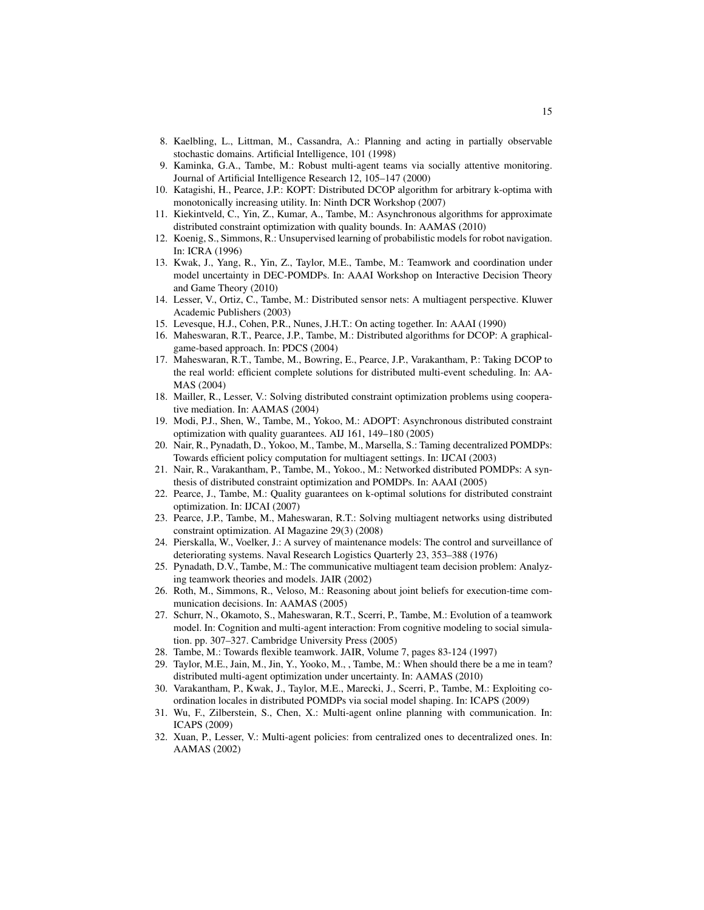8. Kaelbling, L., Littman, M., Cassandra, A.: Planning and acting in partially observable stochastic domains. Artificial Intelligence, 101 (1998)
9. Kaminka, G.A., Tambe, M.: Robust multi-agent teams via socially attentive monitoring. Journal of Artificial Intelligence Research 12, 105–147 (2000)
10. Katagishi, H., Pearce, J.P.: KOPT: Distributed DCOP algorithm for arbitrary k-optima with monotonically increasing utility. In: Ninth DCR Workshop (2007)
11. Kiekintveld, C., Yin, Z., Kumar, A., Tambe, M.: Asynchronous algorithms for approximate distributed constraint optimization with quality bounds. In: AAMAS (2010)
12. Koenig, S., Simmons, R.: Unsupervised learning of probabilistic models for robot navigation. In: ICRA (1996)
13. Kwak, J., Yang, R., Yin, Z., Taylor, M.E., Tambe, M.: Teamwork and coordination under model uncertainty in DEC-POMDPs. In: AAAI Workshop on Interactive Decision Theory and Game Theory (2010)
14. Lesser, V., Ortiz, C., Tambe, M.: Distributed sensor nets: A multiagent perspective. Kluwer Academic Publishers (2003)
15. Levesque, H.J., Cohen, P.R., Nunes, J.H.T.: On acting together. In: AAAI (1990)
16. Maheswaran, R.T., Pearce, J.P., Tambe, M.: Distributed algorithms for DCOP: A graphical-game-based approach. In: PDCS (2004)
17. Maheswaran, R.T., Tambe, M., Bowring, E., Pearce, J.P., Varakantham, P.: Taking DCOP to the real world: efficient complete solutions for distributed multi-event scheduling. In: AAMAS (2004)
18. Mailler, R., Lesser, V.: Solving distributed constraint optimization problems using cooperative mediation. In: AAMAS (2004)
19. Modi, P.J., Shen, W., Tambe, M., Yokoo, M.: ADOPT: Asynchronous distributed constraint optimization with quality guarantees. AIJ 161, 149–180 (2005)
20. Nair, R., Pynadath, D., Yokoo, M., Tambe, M., Marsella, S.: Taming decentralized POMDPs: Towards efficient policy computation for multiagent settings. In: IJCAI (2003)
21. Nair, R., Varakantham, P., Tambe, M., Yokoo., M.: Networked distributed POMDPs: A synthesis of distributed constraint optimization and POMDPs. In: AAAI (2005)
22. Pearce, J., Tambe, M.: Quality guarantees on k-optimal solutions for distributed constraint optimization. In: IJCAI (2007)
23. Pearce, J.P., Tambe, M., Maheswaran, R.T.: Solving multiagent networks using distributed constraint optimization. AI Magazine 29(3) (2008)
24. Pierskalla, W., Voelker, J.: A survey of maintenance models: The control and surveillance of deteriorating systems. Naval Research Logistics Quarterly 23, 353–388 (1976)
25. Pynadath, D.V., Tambe, M.: The communicative multiagent team decision problem: Analyzing teamwork theories and models. JAIR (2002)
26. Roth, M., Simmons, R., Veloso, M.: Reasoning about joint beliefs for execution-time communication decisions. In: AAMAS (2005)
27. Schurr, N., Okamoto, S., Maheswaran, R.T., Scerri, P., Tambe, M.: Evolution of a teamwork model. In: Cognition and multi-agent interaction: From cognitive modeling to social simulation. pp. 307–327. Cambridge University Press (2005)
28. Tambe, M.: Towards flexible teamwork. JAIR, Volume 7, pages 83-124 (1997)
29. Taylor, M.E., Jain, M., Jin, Y., Yooko, M., , Tambe, M.: When should there be a me in team? distributed multi-agent optimization under uncertainty. In: AAMAS (2010)
30. Varakantham, P., Kwak, J., Taylor, M.E., Marecki, J., Scerri, P., Tambe, M.: Exploiting coordination locales in distributed POMDPs via social model shaping. In: ICAPS (2009)
31. Wu, F., Zilberstein, S., Chen, X.: Multi-agent online planning with communication. In: ICAPS (2009)
32. Xuan, P., Lesser, V.: Multi-agent policies: from centralized ones to decentralized ones. In: AAMAS (2002)